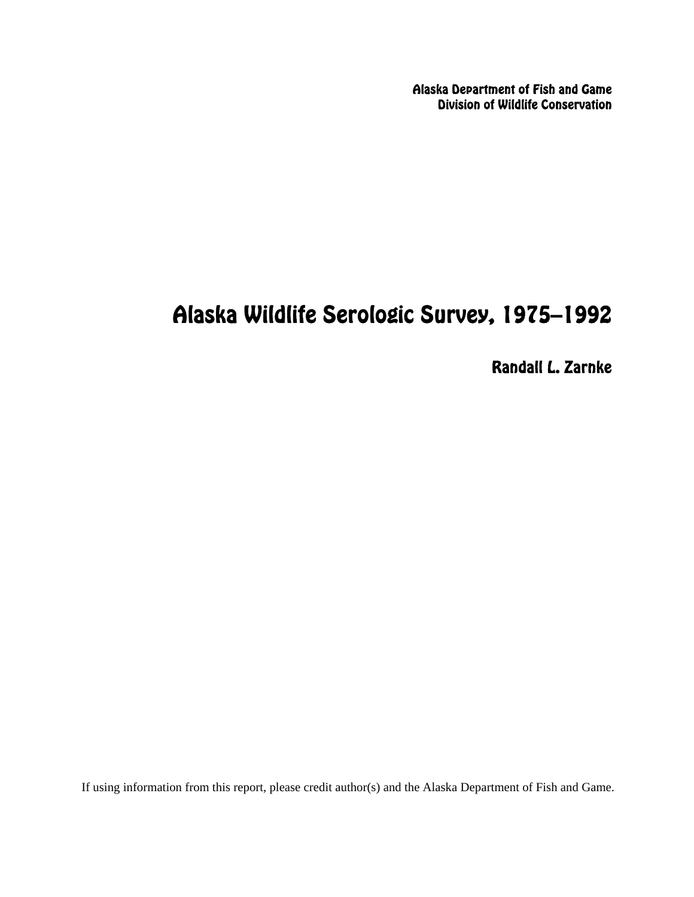Alaska Department of Fish and Game
Division of Wildlife Conservation

# Alaska Wildlife Serologic Survey, 1975–1992

**Randall L. Zarnke**

If using information from this report, please credit author(s) and the Alaska Department of Fish and Game.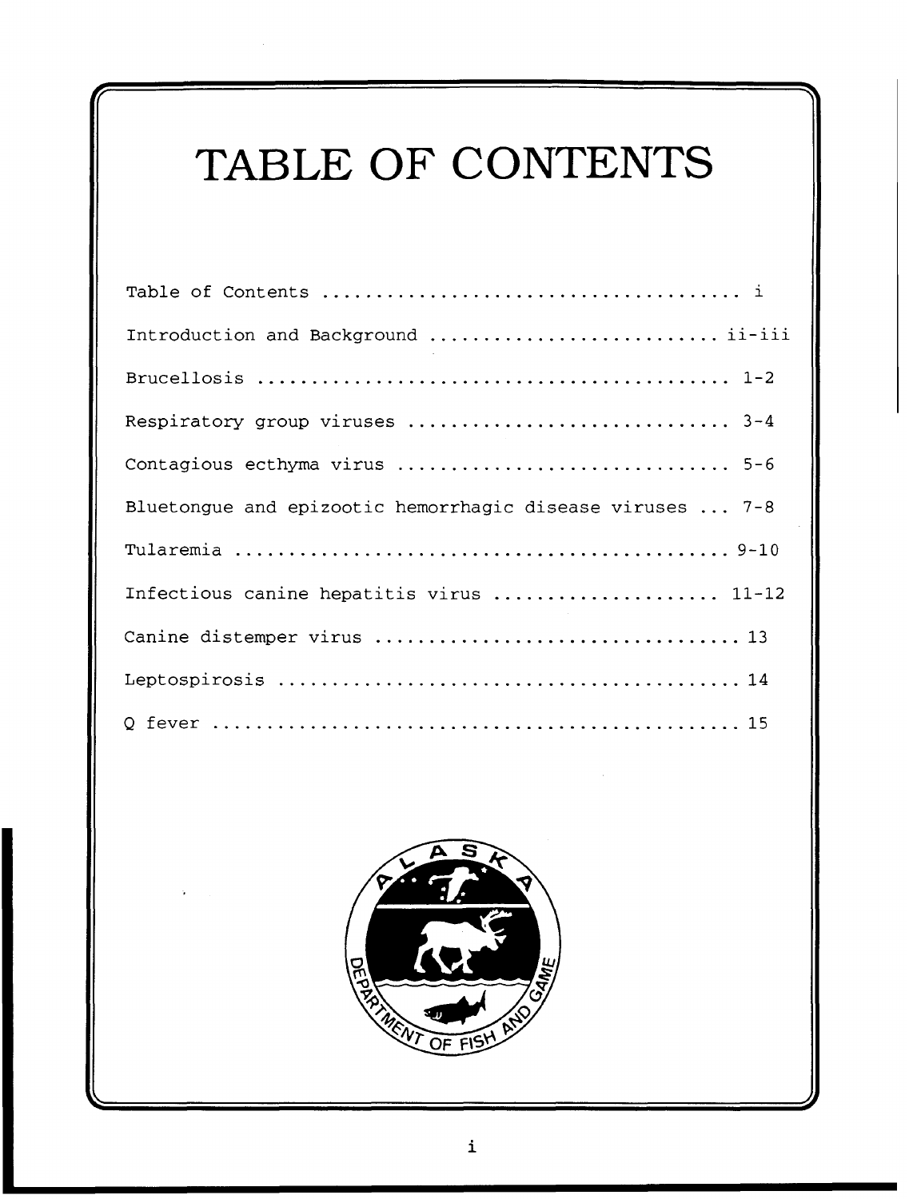# TABLE OF CONTENTS

Table of Contents .................................... i

Introduction and Background ........................... ii-iii

Brucellosis ............................................ 1-2

Respiratory group viruses .............................. 3-4

Contagious ecthyma virus ............................... 5-6

Bluetongue and epizootic hemorrhagic disease viruses ... 7-8

Tularemia .............................................. 9-10

Infectious canine hepatitis virus ..................... 11-12

Canine distemper virus ................................. 13

Leptospirosis .......................................... 14

Q fever ................................................ 15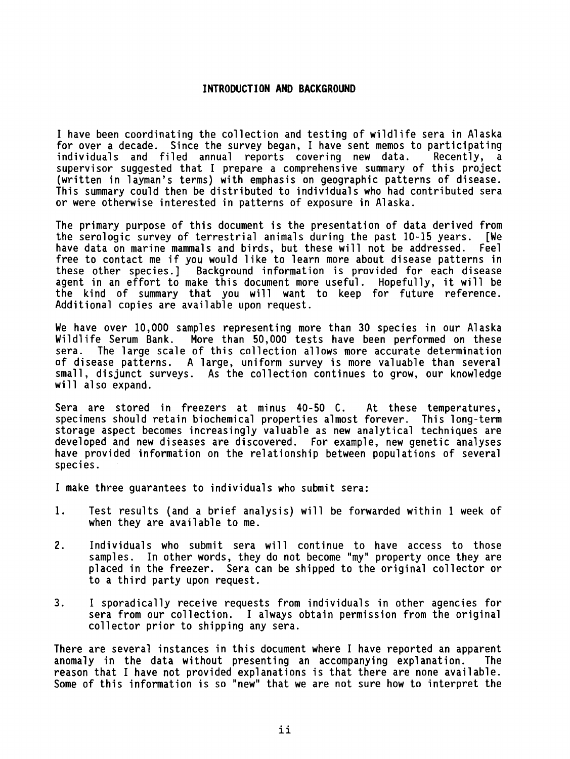## INTRODUCTION AND BACKGROUND

I have been coordinating the collection and testing of wildlife sera in Alaska for over a decade. Since the survey began, I have sent memos to participating individuals and filed annual reports covering new data. Recently, a supervisor suggested that I prepare a comprehensive summary of this project (written in layman's terms) with emphasis on geographic patterns of disease. This summary could then be distributed to individuals who had contributed sera or were otherwise interested in patterns of exposure in Alaska.

The primary purpose of this document is the presentation of data derived from the serologic survey of terrestrial animals during the past 10-15 years. [We have data on marine mammals and birds, but these will not be addressed. Feel free to contact me if you would like to learn more about disease patterns in these other species.] Background information is provided for each disease agent in an effort to make this document more useful. Hopefully, it will be the kind of summary that you will want to keep for future reference. Additional copies are available upon request.

We have over 10,000 samples representing more than 30 species in our Alaska Wildlife Serum Bank. More than 50,000 tests have been performed on these sera. The large scale of this collection allows more accurate determination of disease patterns. A large, uniform survey is more valuable than several small, disjunct surveys. As the collection continues to grow, our knowledge will also expand.

Sera are stored in freezers at minus 40-50 C. At these temperatures, specimens should retain biochemical properties almost forever. This long-term storage aspect becomes increasingly valuable as new analytical techniques are developed and new diseases are discovered. For example, new genetic analyses have provided information on the relationship between populations of several species.

I make three guarantees to individuals who submit sera:

1. Test results (and a brief analysis) will be forwarded within 1 week of when they are available to me.

2. Individuals who submit sera will continue to have access to those samples. In other words, they do not become "my" property once they are placed in the freezer. Sera can be shipped to the original collector or to a third party upon request.

3. I sporadically receive requests from individuals in other agencies for sera from our collection. I always obtain permission from the original collector prior to shipping any sera.

There are several instances in this document where I have reported an apparent anomaly in the data without presenting an accompanying explanation. The reason that I have not provided explanations is that there are none available. Some of this information is so "new" that we are not sure how to interpret the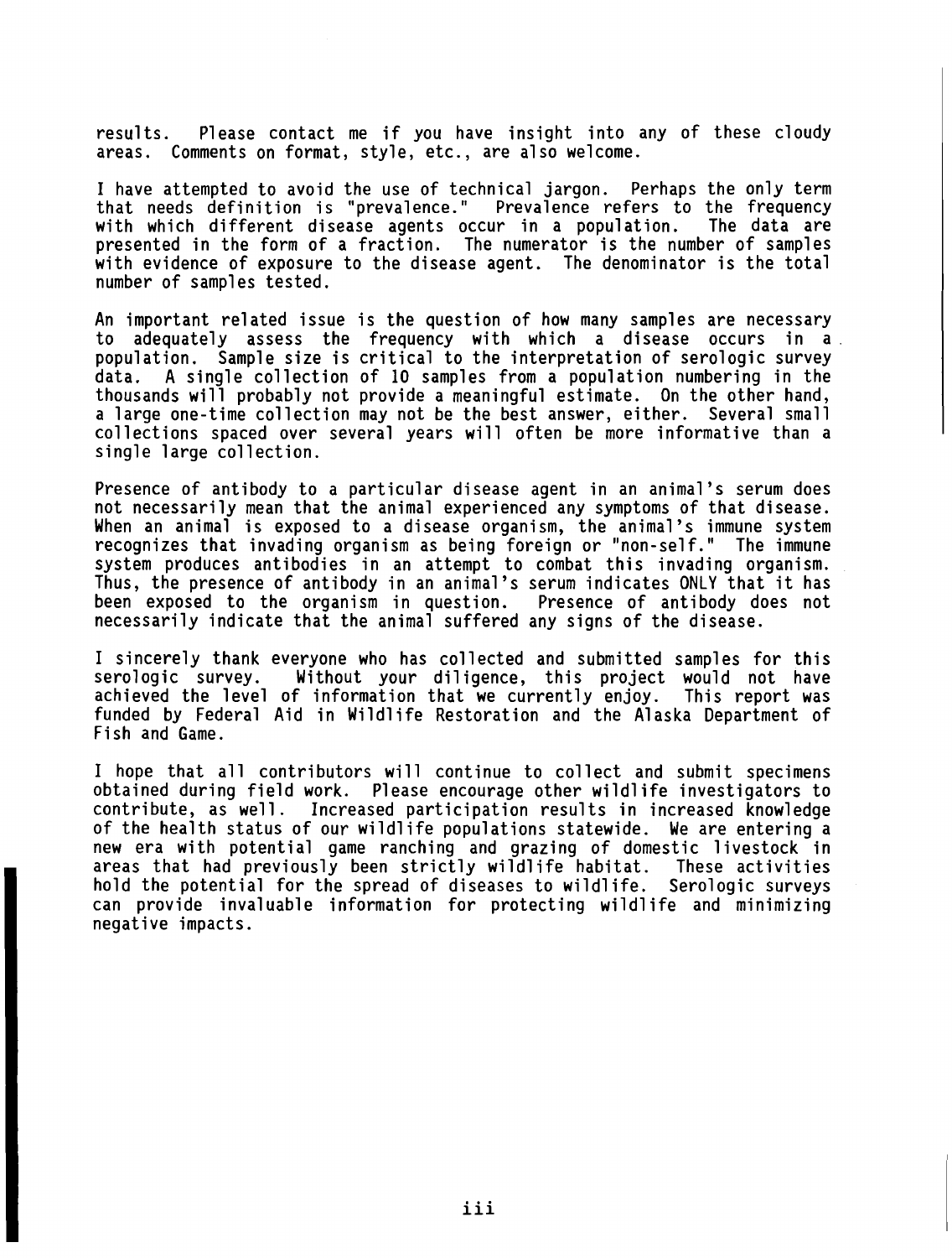results. Please contact me if you have insight into any of these cloudy areas. Comments on format, style, etc., are also welcome.

I have attempted to avoid the use of technical jargon. Perhaps the only term that needs definition is "prevalence." Prevalence refers to the frequency with which different disease agents occur in a population. The data are presented in the form of a fraction. The numerator is the number of samples with evidence of exposure to the disease agent. The denominator is the total number of samples tested.

An important related issue is the question of how many samples are necessary to adequately assess the frequency with which a disease occurs in a population. Sample size is critical to the interpretation of serologic survey data. A single collection of 10 samples from a population numbering in the thousands will probably not provide a meaningful estimate. On the other hand, a large one-time collection may not be the best answer, either. Several small collections spaced over several years will often be more informative than a single large collection.

Presence of antibody to a particular disease agent in an animal's serum does not necessarily mean that the animal experienced any symptoms of that disease. When an animal is exposed to a disease organism, the animal's immune system recognizes that invading organism as being foreign or "non-self." The immune system produces antibodies in an attempt to combat this invading organism. Thus, the presence of antibody in an animal's serum indicates ONLY that it has been exposed to the organism in question. Presence of antibody does not necessarily indicate that the animal suffered any signs of the disease.

I sincerely thank everyone who has collected and submitted samples for this serologic survey. Without your diligence, this project would not have achieved the level of information that we currently enjoy. This report was funded by Federal Aid in Wildlife Restoration and the Alaska Department of Fish and Game.

I hope that all contributors will continue to collect and submit specimens obtained during field work. Please encourage other wildlife investigators to contribute, as well. Increased participation results in increased knowledge of the health status of our wildlife populations statewide. We are entering a new era with potential game ranching and grazing of domestic livestock in areas that had previously been strictly wildlife habitat. These activities hold the potential for the spread of diseases to wildlife. Serologic surveys can provide invaluable information for protecting wildlife and minimizing negative impacts.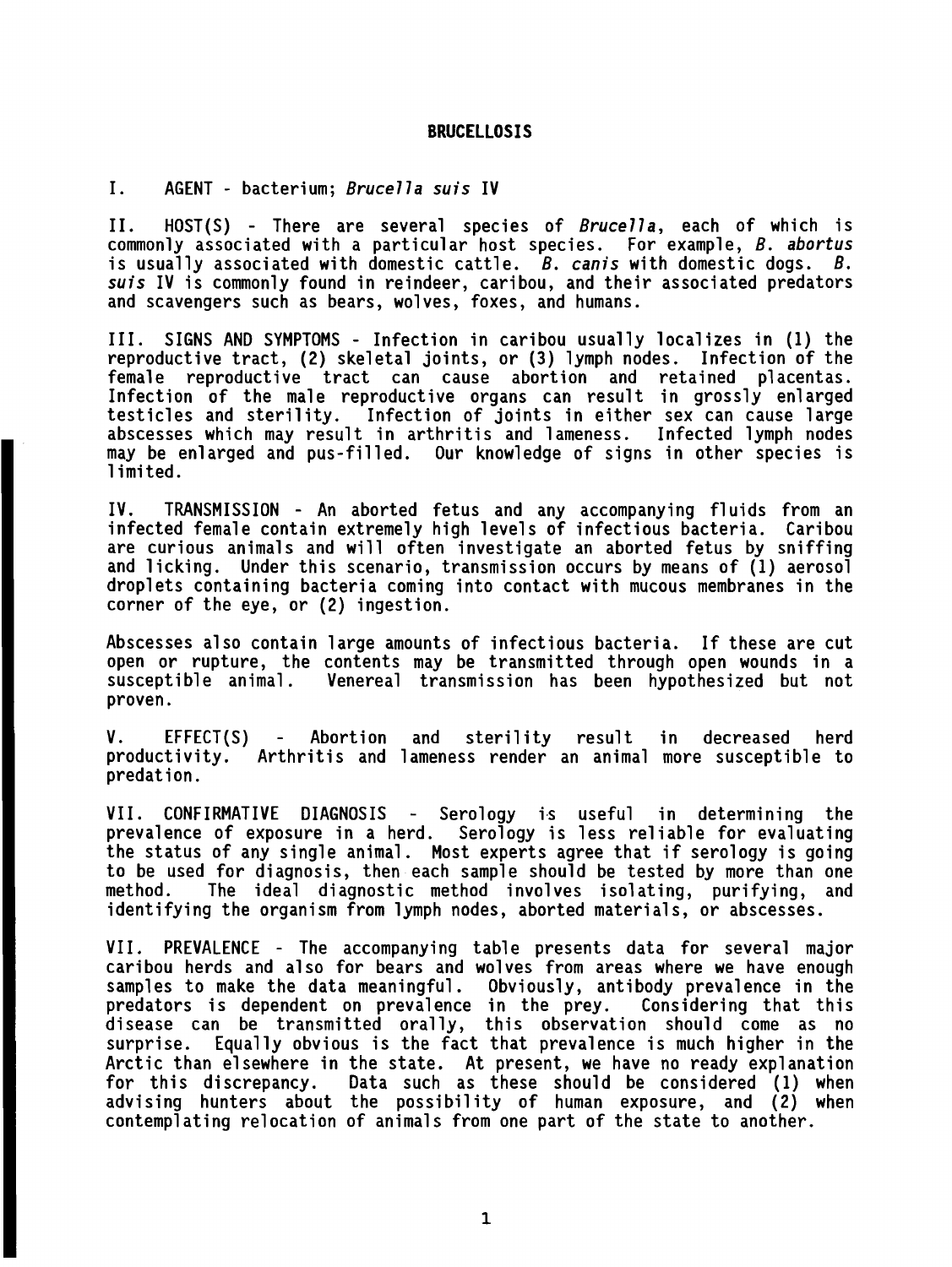## BRUCELLOSIS

I. AGENT - bacterium; *Brucella suis* IV

II. HOST(S) - There are several species of *Brucella*, each of which is commonly associated with a particular host species. For example, *B. abortus* is usually associated with domestic cattle. *B. canis* with domestic dogs. *B. suis* IV is commonly found in reindeer, caribou, and their associated predators and scavengers such as bears, wolves, foxes, and humans.

III. SIGNS AND SYMPTOMS - Infection in caribou usually localizes in (1) the reproductive tract, (2) skeletal joints, or (3) lymph nodes. Infection of the female reproductive tract can cause abortion and retained placentas. Infection of the male reproductive organs can result in grossly enlarged testicles and sterility. Infection of joints in either sex can cause large abscesses which may result in arthritis and lameness. Infected lymph nodes may be enlarged and pus-filled. Our knowledge of signs in other species is limited.

IV. TRANSMISSION - An aborted fetus and any accompanying fluids from an infected female contain extremely high levels of infectious bacteria. Caribou are curious animals and will often investigate an aborted fetus by sniffing and licking. Under this scenario, transmission occurs by means of (1) aerosol droplets containing bacteria coming into contact with mucous membranes in the corner of the eye, or (2) ingestion.

Abscesses also contain large amounts of infectious bacteria. If these are cut open or rupture, the contents may be transmitted through open wounds in a susceptible animal. Venereal transmission has been hypothesized but not proven.

V. EFFECT(S) - Abortion and sterility result in decreased herd productivity. Arthritis and lameness render an animal more susceptible to predation.

VII. CONFIRMATIVE DIAGNOSIS - Serology is useful in determining the prevalence of exposure in a herd. Serology is less reliable for evaluating the status of any single animal. Most experts agree that if serology is going to be used for diagnosis, then each sample should be tested by more than one method. The ideal diagnostic method involves isolating, purifying, and identifying the organism from lymph nodes, aborted materials, or abscesses.

VII. PREVALENCE - The accompanying table presents data for several major caribou herds and also for bears and wolves from areas where we have enough samples to make the data meaningful. Obviously, antibody prevalence in the predators is dependent on prevalence in the prey. Considering that this disease can be transmitted orally, this observation should come as no surprise. Equally obvious is the fact that prevalence is much higher in the Arctic than elsewhere in the state. At present, we have no ready explanation for this discrepancy. Data such as these should be considered (1) when advising hunters about the possibility of human exposure, and (2) when contemplating relocation of animals from one part of the state to another.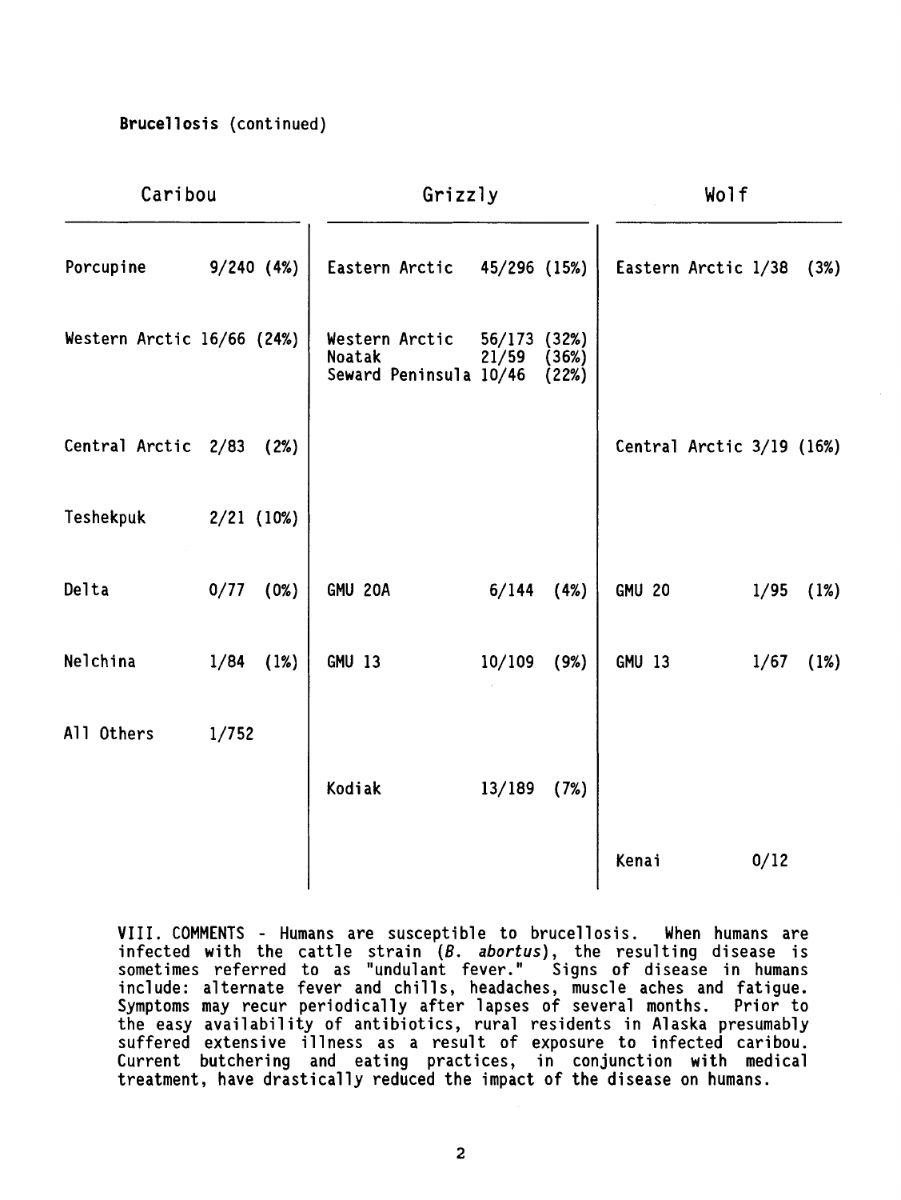**Brucellosis** (continued)

| Caribou | | Grizzly | | Wolf | |
|---|---|---|---|---|---|
| Porcupine | 9/240 (4%) | Eastern Arctic | 45/296 (15%) | Eastern Arctic | 1/38 (3%) |
| Western Arctic | 16/66 (24%) | Western Arctic<br>Noatak<br>Seward Peninsula | 56/173 (32%)<br>21/59 (36%)<br>10/46 (22%) | | |
| Central Arctic | 2/83 (2%) | | | Central Arctic | 3/19 (16%) |
| Teshekpuk | 2/21 (10%) | | | | |
| Delta | 0/77 (0%) | GMU 20A | 6/144 (4%) | GMU 20 | 1/95 (1%) |
| Nelchina | 1/84 (1%) | GMU 13 | 10/109 (9%) | GMU 13 | 1/67 (1%) |
| All Others | 1/752 | | | | |
| | | Kodiak | 13/189 (7%) | | |
| | | | | Kenai | 0/12 |

VIII. COMMENTS - Humans are susceptible to brucellosis. When humans are infected with the cattle strain (*B. abortus*), the resulting disease is sometimes referred to as "undulant fever." Signs of disease in humans include: alternate fever and chills, headaches, muscle aches and fatigue. Symptoms may recur periodically after lapses of several months. Prior to the easy availability of antibiotics, rural residents in Alaska presumably suffered extensive illness as a result of exposure to infected caribou. Current butchering and eating practices, in conjunction with medical treatment, have drastically reduced the impact of the disease on humans.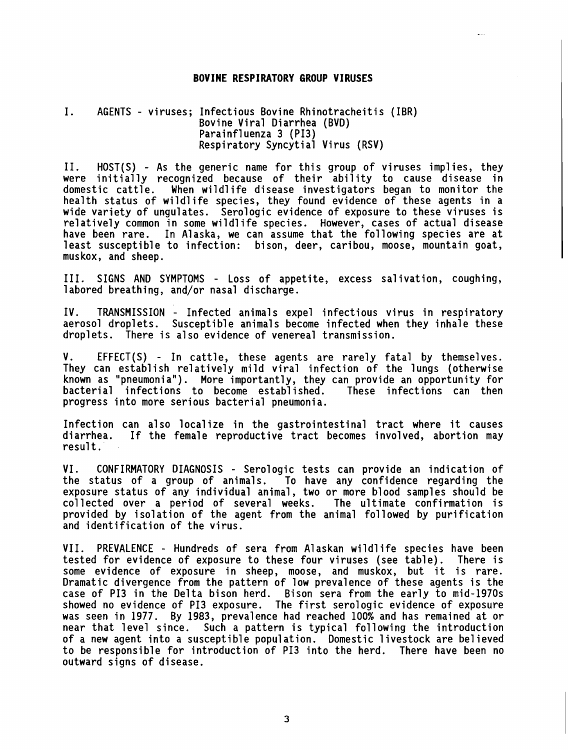## BOVINE RESPIRATORY GROUP VIRUSES

I. AGENTS - viruses; Infectious Bovine Rhinotracheitis (IBR)
Bovine Viral Diarrhea (BVD)
Parainfluenza 3 (PI3)
Respiratory Syncytial Virus (RSV)

II. HOST(S) - As the generic name for this group of viruses implies, they were initially recognized because of their ability to cause disease in domestic cattle. When wildlife disease investigators began to monitor the health status of wildlife species, they found evidence of these agents in a wide variety of ungulates. Serologic evidence of exposure to these viruses is relatively common in some wildlife species. However, cases of actual disease have been rare. In Alaska, we can assume that the following species are at least susceptible to infection: bison, deer, caribou, moose, mountain goat, muskox, and sheep.

III. SIGNS AND SYMPTOMS - Loss of appetite, excess salivation, coughing, labored breathing, and/or nasal discharge.

IV. TRANSMISSION - Infected animals expel infectious virus in respiratory aerosol droplets. Susceptible animals become infected when they inhale these droplets. There is also evidence of venereal transmission.

V. EFFECT(S) - In cattle, these agents are rarely fatal by themselves. They can establish relatively mild viral infection of the lungs (otherwise known as "pneumonia"). More importantly, they can provide an opportunity for bacterial infections to become established. These infections can then progress into more serious bacterial pneumonia.

Infection can also localize in the gastrointestinal tract where it causes diarrhea. If the female reproductive tract becomes involved, abortion may result.

VI. CONFIRMATORY DIAGNOSIS - Serologic tests can provide an indication of the status of a group of animals. To have any confidence regarding the exposure status of any individual animal, two or more blood samples should be collected over a period of several weeks. The ultimate confirmation is provided by isolation of the agent from the animal followed by purification and identification of the virus.

VII. PREVALENCE - Hundreds of sera from Alaskan wildlife species have been tested for evidence of exposure to these four viruses (see table). There is some evidence of exposure in sheep, moose, and muskox, but it is rare. Dramatic divergence from the pattern of low prevalence of these agents is the case of PI3 in the Delta bison herd. Bison sera from the early to mid-1970s showed no evidence of PI3 exposure. The first serologic evidence of exposure was seen in 1977. By 1983, prevalence had reached 100% and has remained at or near that level since. Such a pattern is typical following the introduction of a new agent into a susceptible population. Domestic livestock are believed to be responsible for introduction of PI3 into the herd. There have been no outward signs of disease.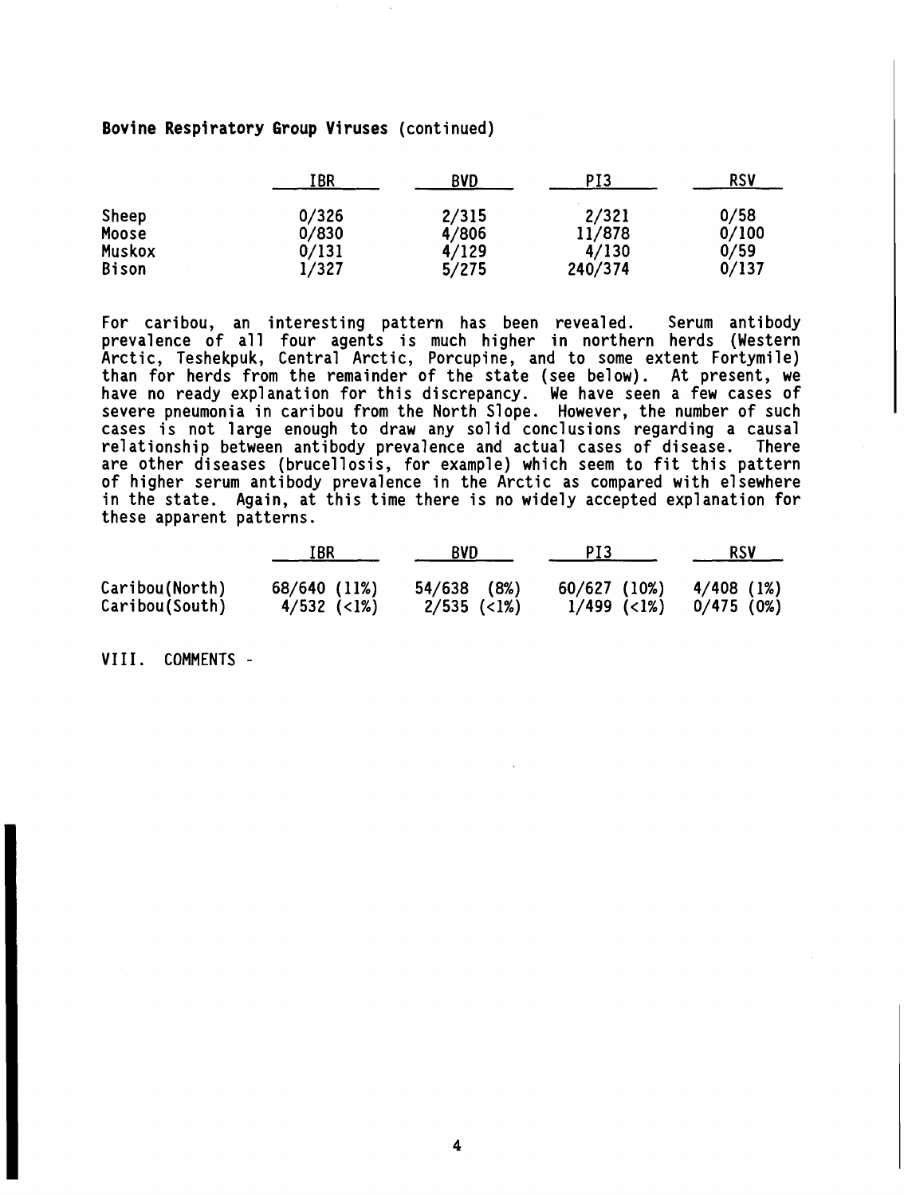**Bovine Respiratory Group Viruses** (continued)

| | IBR | BVD | PI3 | RSV |
|---|---|---|---|---|
| Sheep | 0/326 | 2/315 | 2/321 | 0/58 |
| Moose | 0/830 | 4/806 | 11/878 | 0/100 |
| Muskox | 0/131 | 4/129 | 4/130 | 0/59 |
| Bison | 1/327 | 5/275 | 240/374 | 0/137 |

For caribou, an interesting pattern has been revealed. Serum antibody prevalence of all four agents is much higher in northern herds (Western Arctic, Teshekpuk, Central Arctic, Porcupine, and to some extent Fortymile) than for herds from the remainder of the state (see below). At present, we have no ready explanation for this discrepancy. We have seen a few cases of severe pneumonia in caribou from the North Slope. However, the number of such cases is not large enough to draw any solid conclusions regarding a causal relationship between antibody prevalence and actual cases of disease. There are other diseases (brucellosis, for example) which seem to fit this pattern of higher serum antibody prevalence in the Arctic as compared with elsewhere in the state. Again, at this time there is no widely accepted explanation for these apparent patterns.

| | IBR | BVD | PI3 | RSV |
|---|---|---|---|---|
| Caribou(North) | 68/640 (11%) | 54/638 (8%) | 60/627 (10%) | 4/408 (1%) |
| Caribou(South) | 4/532 (<1%) | 2/535 (<1%) | 1/499 (<1%) | 0/475 (0%) |

VIII. COMMENTS -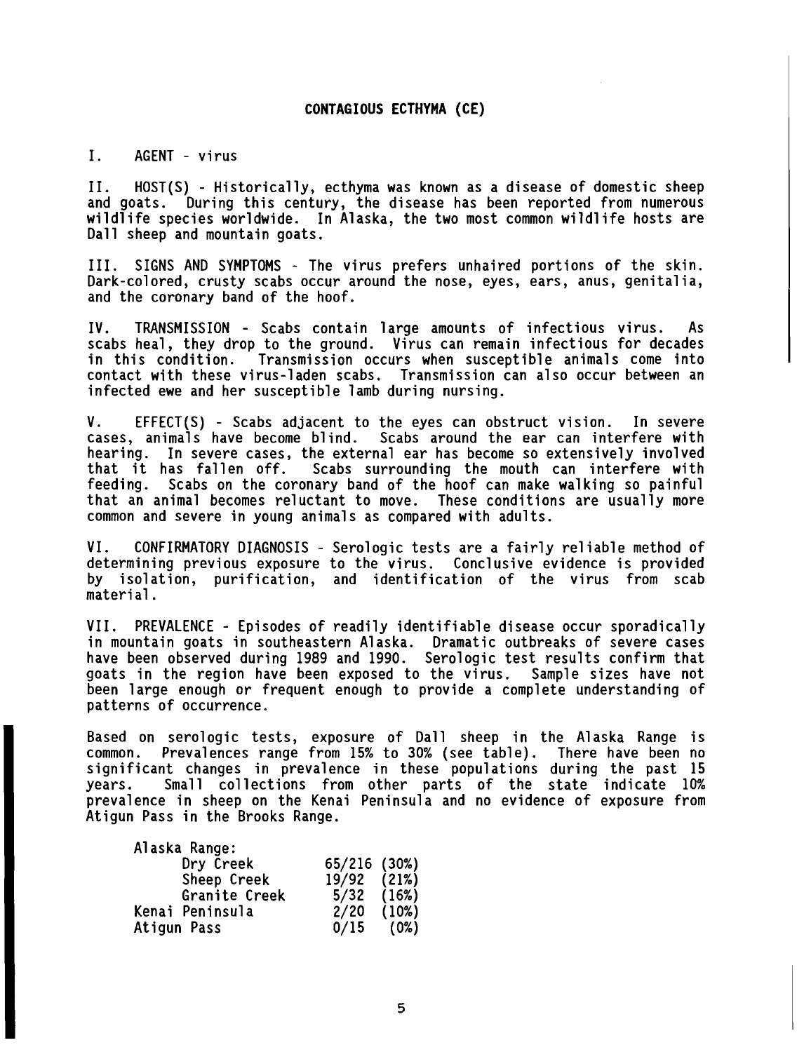## CONTAGIOUS ECTHYMA (CE)

I. AGENT - virus

II. HOST(S) - Historically, ecthyma was known as a disease of domestic sheep and goats. During this century, the disease has been reported from numerous wildlife species worldwide. In Alaska, the two most common wildlife hosts are Dall sheep and mountain goats.

III. SIGNS AND SYMPTOMS - The virus prefers unhaired portions of the skin. Dark-colored, crusty scabs occur around the nose, eyes, ears, anus, genitalia, and the coronary band of the hoof.

IV. TRANSMISSION - Scabs contain large amounts of infectious virus. As scabs heal, they drop to the ground. Virus can remain infectious for decades in this condition. Transmission occurs when susceptible animals come into contact with these virus-laden scabs. Transmission can also occur between an infected ewe and her susceptible lamb during nursing.

V. EFFECT(S) - Scabs adjacent to the eyes can obstruct vision. In severe cases, animals have become blind. Scabs around the ear can interfere with hearing. In severe cases, the external ear has become so extensively involved that it has fallen off. Scabs surrounding the mouth can interfere with feeding. Scabs on the coronary band of the hoof can make walking so painful that an animal becomes reluctant to move. These conditions are usually more common and severe in young animals as compared with adults.

VI. CONFIRMATORY DIAGNOSIS - Serologic tests are a fairly reliable method of determining previous exposure to the virus. Conclusive evidence is provided by isolation, purification, and identification of the virus from scab material.

VII. PREVALENCE - Episodes of readily identifiable disease occur sporadically in mountain goats in southeastern Alaska. Dramatic outbreaks of severe cases have been observed during 1989 and 1990. Serologic test results confirm that goats in the region have been exposed to the virus. Sample sizes have not been large enough or frequent enough to provide a complete understanding of patterns of occurrence.

Based on serologic tests, exposure of Dall sheep in the Alaska Range is common. Prevalences range from 15% to 30% (see table). There have been no significant changes in prevalence in these populations during the past 15 years. Small collections from other parts of the state indicate 10% prevalence in sheep on the Kenai Peninsula and no evidence of exposure from Atigun Pass in the Brooks Range.

| Location | Positive/Tested | Prevalence |
|---|---|---|
| Alaska Range: | | |
| Dry Creek | 65/216 | (30%) |
| Sheep Creek | 19/92 | (21%) |
| Granite Creek | 5/32 | (16%) |
| Kenai Peninsula | 2/20 | (10%) |
| Atigun Pass | 0/15 | (0%) |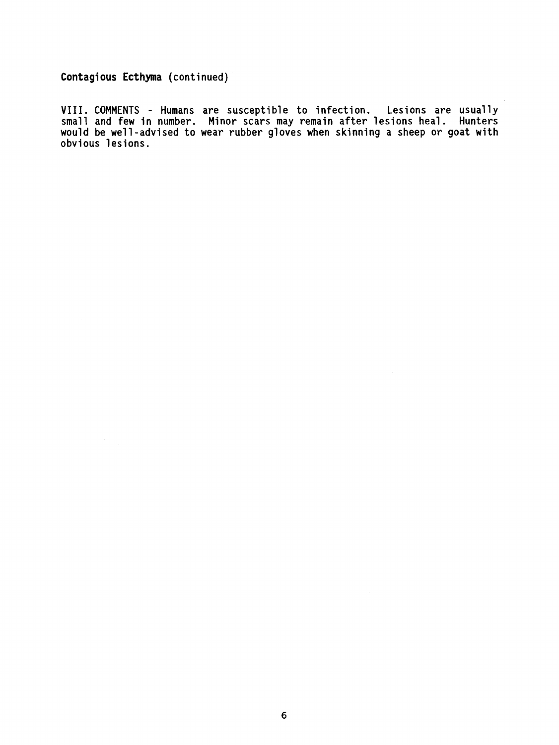**Contagious Ecthyma** (continued)

VIII. COMMENTS - Humans are susceptible to infection. Lesions are usually small and few in number. Minor scars may remain after lesions heal. Hunters would be well-advised to wear rubber gloves when skinning a sheep or goat with obvious lesions.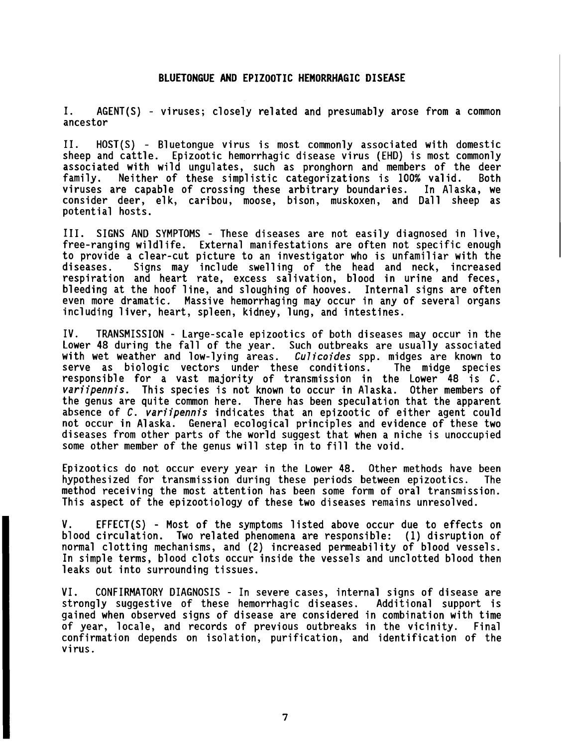# BLUETONGUE AND EPIZOOTIC HEMORRHAGIC DISEASE

I. AGENT(S) - viruses; closely related and presumably arose from a common ancestor

II. HOST(S) - Bluetongue virus is most commonly associated with domestic sheep and cattle. Epizootic hemorrhagic disease virus (EHD) is most commonly associated with wild ungulates, such as pronghorn and members of the deer family. Neither of these simplistic categorizations is 100% valid. Both viruses are capable of crossing these arbitrary boundaries. In Alaska, we consider deer, elk, caribou, moose, bison, muskoxen, and Dall sheep as potential hosts.

III. SIGNS AND SYMPTOMS - These diseases are not easily diagnosed in live, free-ranging wildlife. External manifestations are often not specific enough to provide a clear-cut picture to an investigator who is unfamiliar with the diseases. Signs may include swelling of the head and neck, increased respiration and heart rate, excess salivation, blood in urine and feces, bleeding at the hoof line, and sloughing of hooves. Internal signs are often even more dramatic. Massive hemorrhaging may occur in any of several organs including liver, heart, spleen, kidney, lung, and intestines.

IV. TRANSMISSION - Large-scale epizootics of both diseases may occur in the Lower 48 during the fall of the year. Such outbreaks are usually associated with wet weather and low-lying areas. *Culicoides* spp. midges are known to serve as biologic vectors under these conditions. The midge species responsible for a vast majority of transmission in the Lower 48 is *C. variipennis*. This species is not known to occur in Alaska. Other members of the genus are quite common here. There has been speculation that the apparent absence of *C. variipennis* indicates that an epizootic of either agent could not occur in Alaska. General ecological principles and evidence of these two diseases from other parts of the world suggest that when a niche is unoccupied some other member of the genus will step in to fill the void.

Epizootics do not occur every year in the Lower 48. Other methods have been hypothesized for transmission during these periods between epizootics. The method receiving the most attention has been some form of oral transmission. This aspect of the epizootiology of these two diseases remains unresolved.

V. EFFECT(S) - Most of the symptoms listed above occur due to effects on blood circulation. Two related phenomena are responsible: (1) disruption of normal clotting mechanisms, and (2) increased permeability of blood vessels. In simple terms, blood clots occur inside the vessels and unclotted blood then leaks out into surrounding tissues.

VI. CONFIRMATORY DIAGNOSIS - In severe cases, internal signs of disease are strongly suggestive of these hemorrhagic diseases. Additional support is gained when observed signs of disease are considered in combination with time of year, locale, and records of previous outbreaks in the vicinity. Final confirmation depends on isolation, purification, and identification of the virus.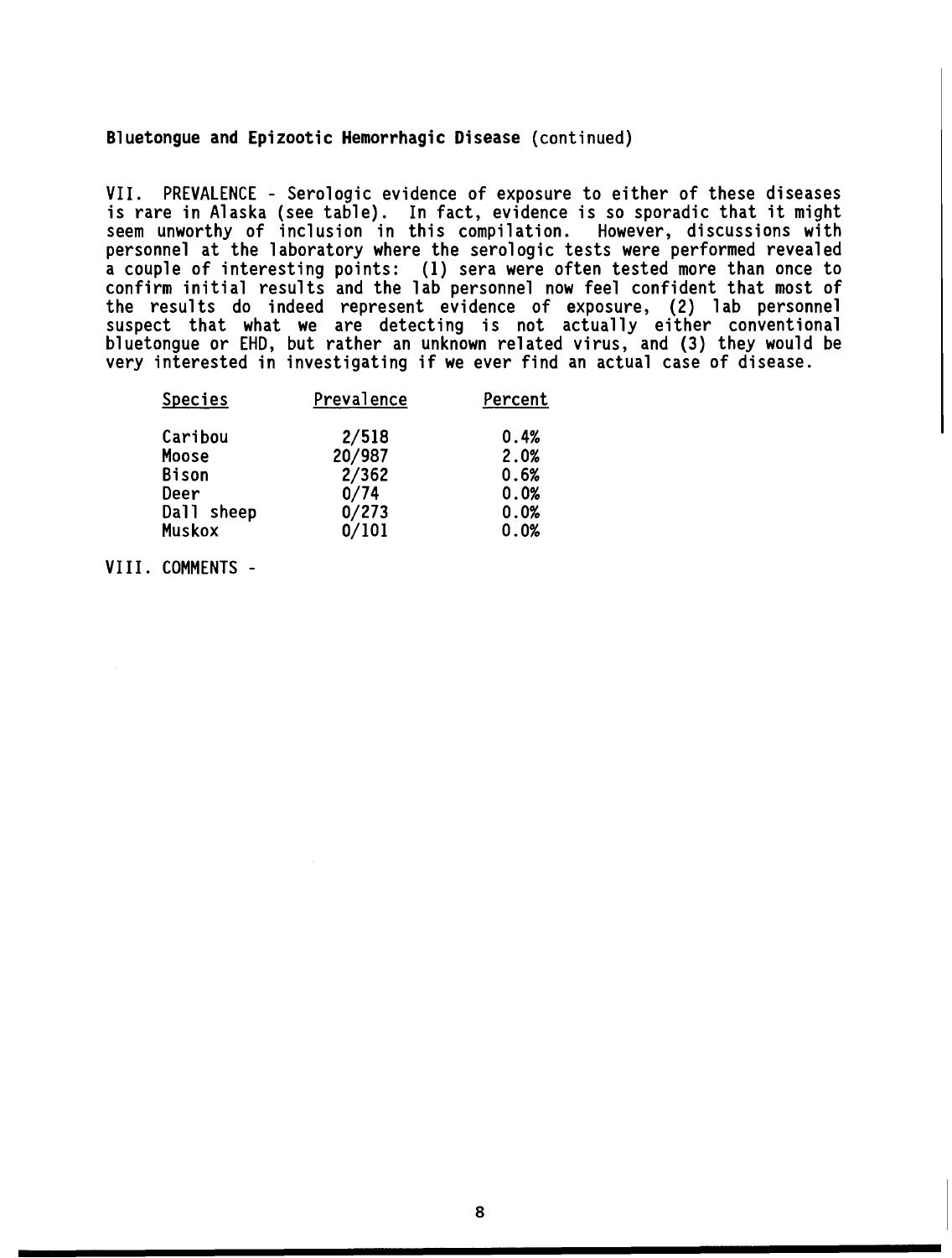**Bluetongue and Epizootic Hemorrhagic Disease** (continued)

VII. PREVALENCE - Serologic evidence of exposure to either of these diseases is rare in Alaska (see table). In fact, evidence is so sporadic that it might seem unworthy of inclusion in this compilation. However, discussions with personnel at the laboratory where the serologic tests were performed revealed a couple of interesting points: (1) sera were often tested more than once to confirm initial results and the lab personnel now feel confident that most of the results do indeed represent evidence of exposure, (2) lab personnel suspect that what we are detecting is not actually either conventional bluetongue or EHD, but rather an unknown related virus, and (3) they would be very interested in investigating if we ever find an actual case of disease.

| Species | Prevalence | Percent |
|---|---|---|
| Caribou | 2/518 | 0.4% |
| Moose | 20/987 | 2.0% |
| Bison | 2/362 | 0.6% |
| Deer | 0/74 | 0.0% |
| Dall sheep | 0/273 | 0.0% |
| Muskox | 0/101 | 0.0% |

VIII. COMMENTS -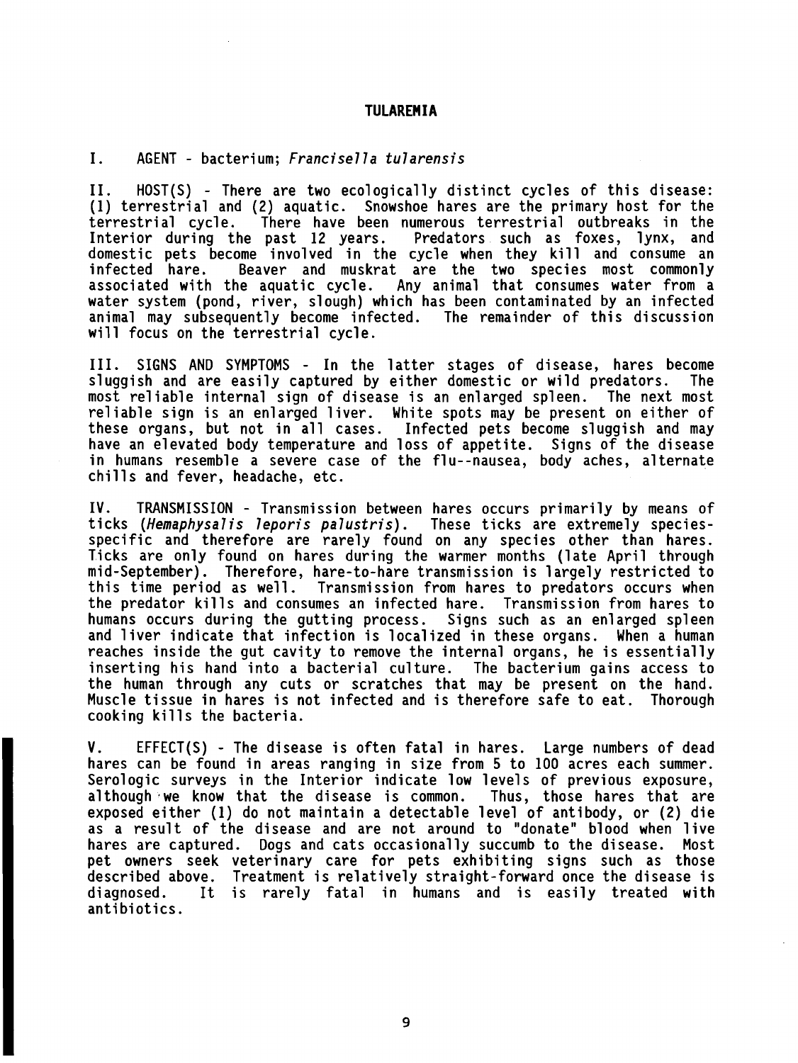## TULAREMIA

I. AGENT - bacterium; *Francisella tularensis*

II. HOST(S) - There are two ecologically distinct cycles of this disease: (1) terrestrial and (2) aquatic. Snowshoe hares are the primary host for the terrestrial cycle. There have been numerous terrestrial outbreaks in the Interior during the past 12 years. Predators such as foxes, lynx, and domestic pets become involved in the cycle when they kill and consume an infected hare. Beaver and muskrat are the two species most commonly associated with the aquatic cycle. Any animal that consumes water from a water system (pond, river, slough) which has been contaminated by an infected animal may subsequently become infected. The remainder of this discussion will focus on the terrestrial cycle.

III. SIGNS AND SYMPTOMS - In the latter stages of disease, hares become sluggish and are easily captured by either domestic or wild predators. The most reliable internal sign of disease is an enlarged spleen. The next most reliable sign is an enlarged liver. White spots may be present on either of these organs, but not in all cases. Infected pets become sluggish and may have an elevated body temperature and loss of appetite. Signs of the disease in humans resemble a severe case of the flu--nausea, body aches, alternate chills and fever, headache, etc.

IV. TRANSMISSION - Transmission between hares occurs primarily by means of ticks (*Hemaphysalis leporis palustris*). These ticks are extremely species-specific and therefore are rarely found on any species other than hares. Ticks are only found on hares during the warmer months (late April through mid-September). Therefore, hare-to-hare transmission is largely restricted to this time period as well. Transmission from hares to predators occurs when the predator kills and consumes an infected hare. Transmission from hares to humans occurs during the gutting process. Signs such as an enlarged spleen and liver indicate that infection is localized in these organs. When a human reaches inside the gut cavity to remove the internal organs, he is essentially inserting his hand into a bacterial culture. The bacterium gains access to the human through any cuts or scratches that may be present on the hand. Muscle tissue in hares is not infected and is therefore safe to eat. Thorough cooking kills the bacteria.

V. EFFECT(S) - The disease is often fatal in hares. Large numbers of dead hares can be found in areas ranging in size from 5 to 100 acres each summer. Serologic surveys in the Interior indicate low levels of previous exposure, although we know that the disease is common. Thus, those hares that are exposed either (1) do not maintain a detectable level of antibody, or (2) die as a result of the disease and are not around to "donate" blood when live hares are captured. Dogs and cats occasionally succumb to the disease. Most pet owners seek veterinary care for pets exhibiting signs such as those described above. Treatment is relatively straight-forward once the disease is diagnosed. It is rarely fatal in humans and is easily treated with antibiotics.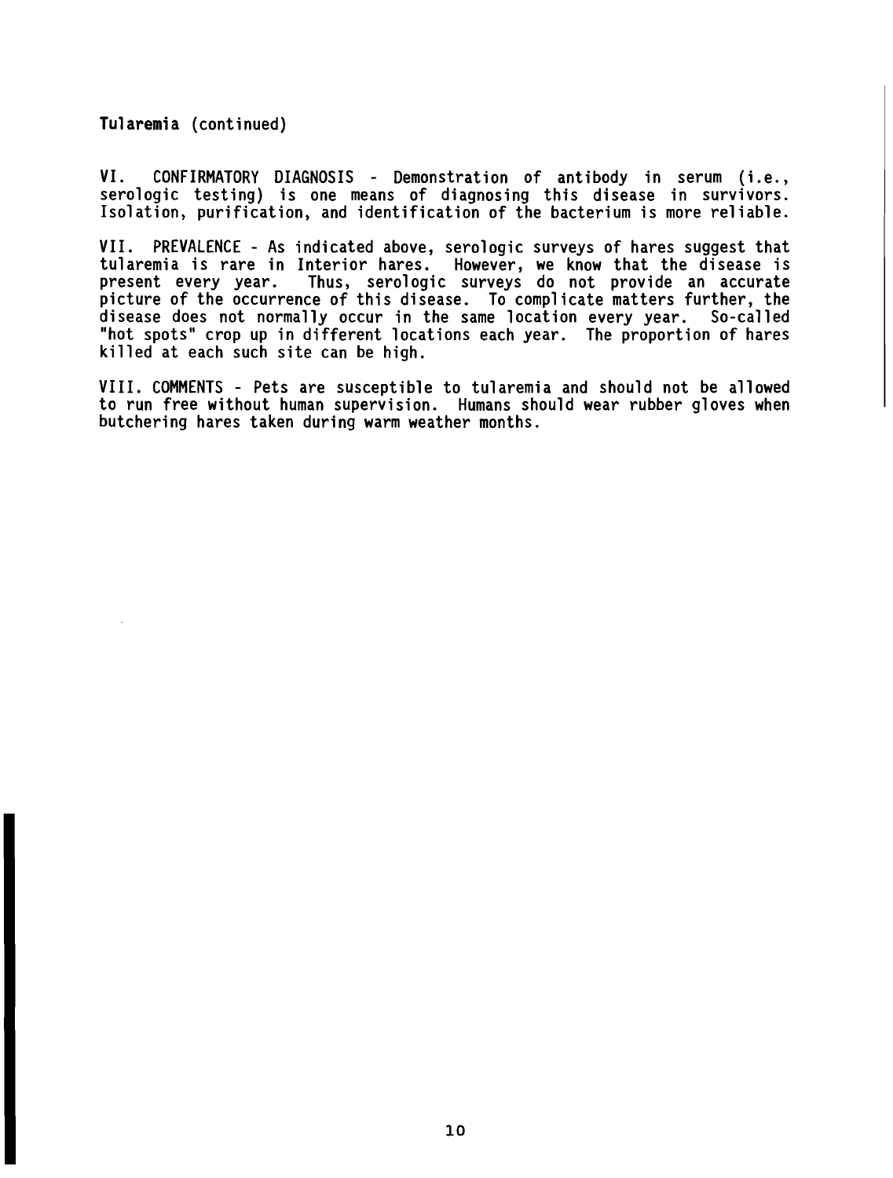**Tularemia** (continued)

VI. CONFIRMATORY DIAGNOSIS - Demonstration of antibody in serum (i.e., serologic testing) is one means of diagnosing this disease in survivors. Isolation, purification, and identification of the bacterium is more reliable.

VII. PREVALENCE - As indicated above, serologic surveys of hares suggest that tularemia is rare in Interior hares. However, we know that the disease is present every year. Thus, serologic surveys do not provide an accurate picture of the occurrence of this disease. To complicate matters further, the disease does not normally occur in the same location every year. So-called "hot spots" crop up in different locations each year. The proportion of hares killed at each such site can be high.

VIII. COMMENTS - Pets are susceptible to tularemia and should not be allowed to run free without human supervision. Humans should wear rubber gloves when butchering hares taken during warm weather months.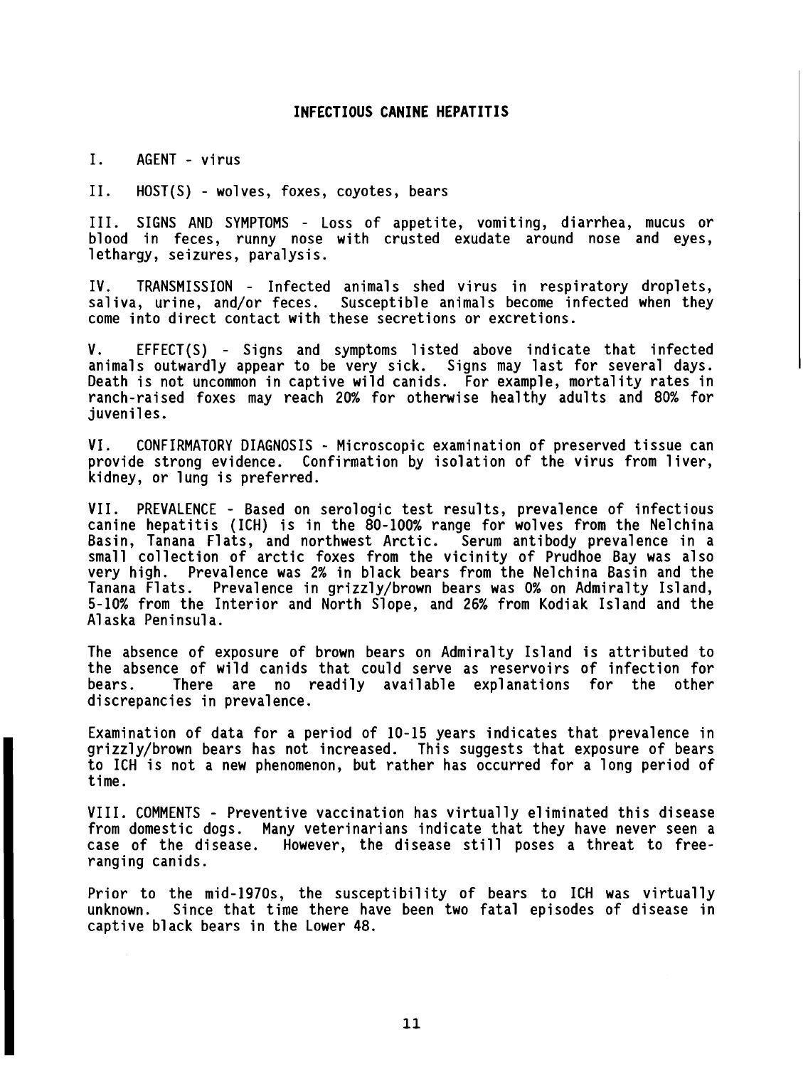# INFECTIOUS CANINE HEPATITIS

I. AGENT - virus

II. HOST(S) - wolves, foxes, coyotes, bears

III. SIGNS AND SYMPTOMS - Loss of appetite, vomiting, diarrhea, mucus or blood in feces, runny nose with crusted exudate around nose and eyes, lethargy, seizures, paralysis.

IV. TRANSMISSION - Infected animals shed virus in respiratory droplets, saliva, urine, and/or feces. Susceptible animals become infected when they come into direct contact with these secretions or excretions.

V. EFFECT(S) - Signs and symptoms listed above indicate that infected animals outwardly appear to be very sick. Signs may last for several days. Death is not uncommon in captive wild canids. For example, mortality rates in ranch-raised foxes may reach 20% for otherwise healthy adults and 80% for juveniles.

VI. CONFIRMATORY DIAGNOSIS - Microscopic examination of preserved tissue can provide strong evidence. Confirmation by isolation of the virus from liver, kidney, or lung is preferred.

VII. PREVALENCE - Based on serologic test results, prevalence of infectious canine hepatitis (ICH) is in the 80-100% range for wolves from the Nelchina Basin, Tanana Flats, and northwest Arctic. Serum antibody prevalence in a small collection of arctic foxes from the vicinity of Prudhoe Bay was also very high. Prevalence was 2% in black bears from the Nelchina Basin and the Tanana Flats. Prevalence in grizzly/brown bears was 0% on Admiralty Island, 5-10% from the Interior and North Slope, and 26% from Kodiak Island and the Alaska Peninsula.

The absence of exposure of brown bears on Admiralty Island is attributed to the absence of wild canids that could serve as reservoirs of infection for bears. There are no readily available explanations for the other discrepancies in prevalence.

Examination of data for a period of 10-15 years indicates that prevalence in grizzly/brown bears has not increased. This suggests that exposure of bears to ICH is not a new phenomenon, but rather has occurred for a long period of time.

VIII. COMMENTS - Preventive vaccination has virtually eliminated this disease from domestic dogs. Many veterinarians indicate that they have never seen a case of the disease. However, the disease still poses a threat to free-ranging canids.

Prior to the mid-1970s, the susceptibility of bears to ICH was virtually unknown. Since that time there have been two fatal episodes of disease in captive black bears in the Lower 48.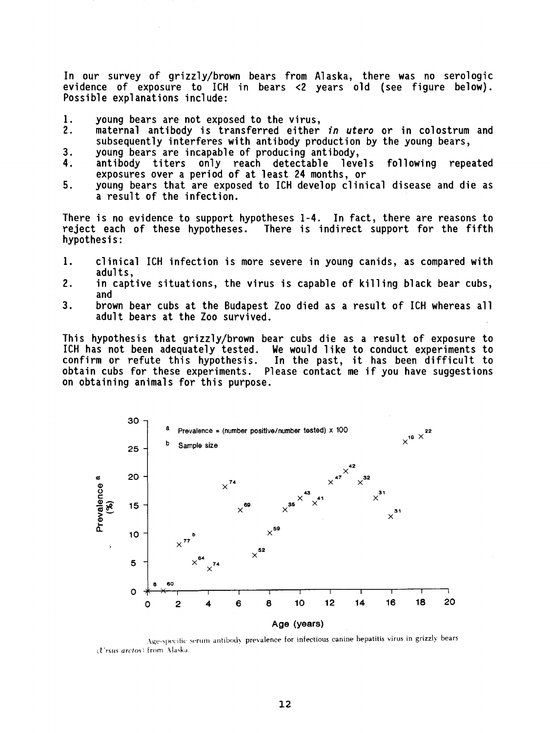In our survey of grizzly/brown bears from Alaska, there was no serologic evidence of exposure to ICH in bears <2 years old (see figure below). Possible explanations include:

1. young bears are not exposed to the virus,
2. maternal antibody is transferred either *in utero* or in colostrum and subsequently interferes with antibody production by the young bears,
3. young bears are incapable of producing antibody,
4. antibody titers only reach detectable levels following repeated exposures over a period of at least 24 months, or
5. young bears that are exposed to ICH develop clinical disease and die as a result of the infection.

There is no evidence to support hypotheses 1-4. In fact, there are reasons to reject each of these hypotheses. There is indirect support for the fifth hypothesis:

1. clinical ICH infection is more severe in young canids, as compared with adults,
2. in captive situations, the virus is capable of killing black bear cubs, and
3. brown bear cubs at the Budapest Zoo died as a result of ICH whereas all adult bears at the Zoo survived.

This hypothesis that grizzly/brown bear cubs die as a result of exposure to ICH has not been adequately tested. We would like to conduct experiments to confirm or refute this hypothesis. In the past, it has been difficult to obtain cubs for these experiments. Please contact me if you have suggestions on obtaining animals for this purpose.

Age-specific serum antibody prevalence for infectious canine hepatitis virus in grizzly bears (*Ursus arctos*) from Alaska.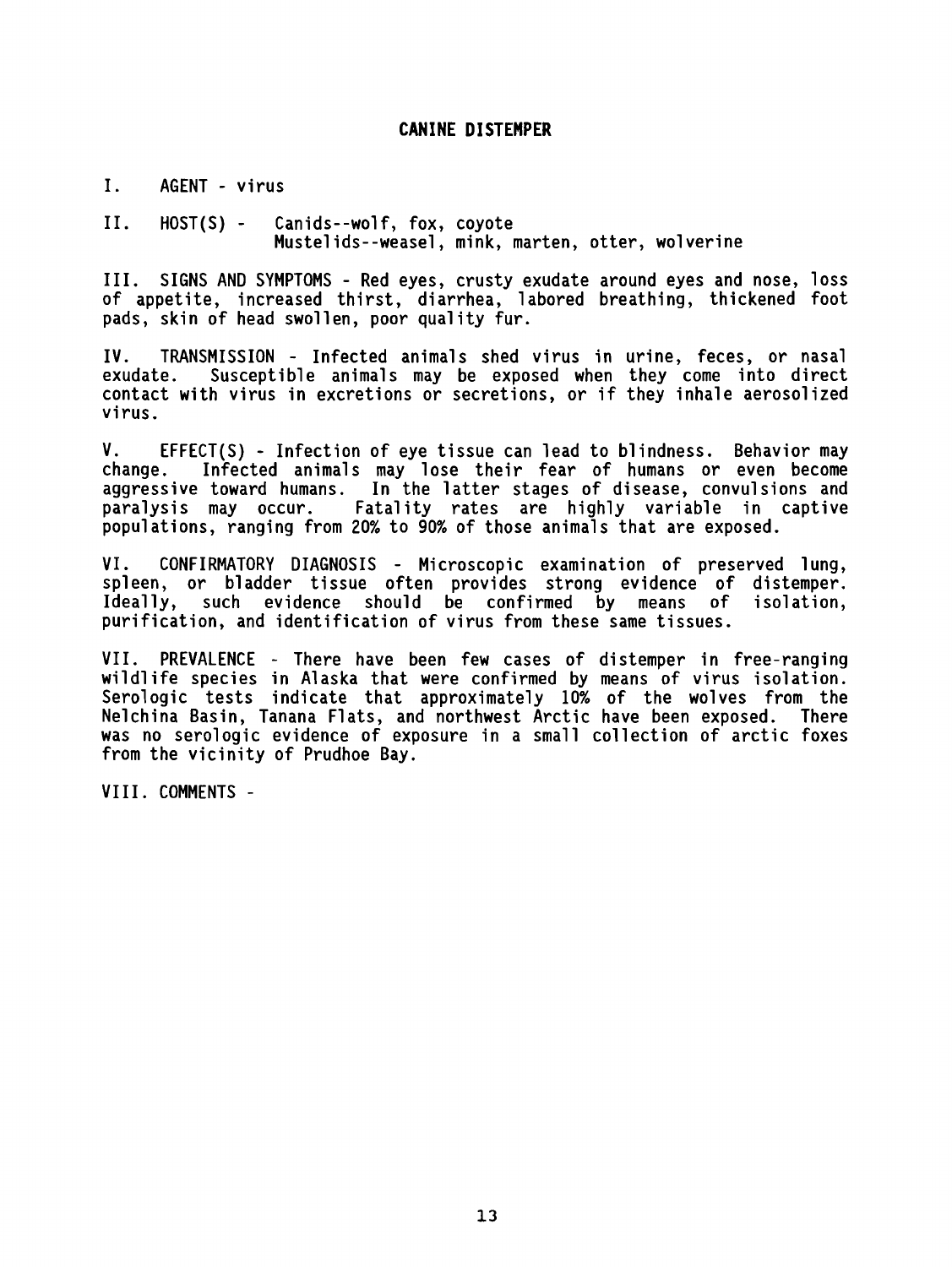# CANINE DISTEMPER

I. AGENT - virus

II. HOST(S) - Canids--wolf, fox, coyote
Mustelids--weasel, mink, marten, otter, wolverine

III. SIGNS AND SYMPTOMS - Red eyes, crusty exudate around eyes and nose, loss of appetite, increased thirst, diarrhea, labored breathing, thickened foot pads, skin of head swollen, poor quality fur.

IV. TRANSMISSION - Infected animals shed virus in urine, feces, or nasal exudate. Susceptible animals may be exposed when they come into direct contact with virus in excretions or secretions, or if they inhale aerosolized virus.

V. EFFECT(S) - Infection of eye tissue can lead to blindness. Behavior may change. Infected animals may lose their fear of humans or even become aggressive toward humans. In the latter stages of disease, convulsions and paralysis may occur. Fatality rates are highly variable in captive populations, ranging from 20% to 90% of those animals that are exposed.

VI. CONFIRMATORY DIAGNOSIS - Microscopic examination of preserved lung, spleen, or bladder tissue often provides strong evidence of distemper. Ideally, such evidence should be confirmed by means of isolation, purification, and identification of virus from these same tissues.

VII. PREVALENCE - There have been few cases of distemper in free-ranging wildlife species in Alaska that were confirmed by means of virus isolation. Serologic tests indicate that approximately 10% of the wolves from the Nelchina Basin, Tanana Flats, and northwest Arctic have been exposed. There was no serologic evidence of exposure in a small collection of arctic foxes from the vicinity of Prudhoe Bay.

VIII. COMMENTS -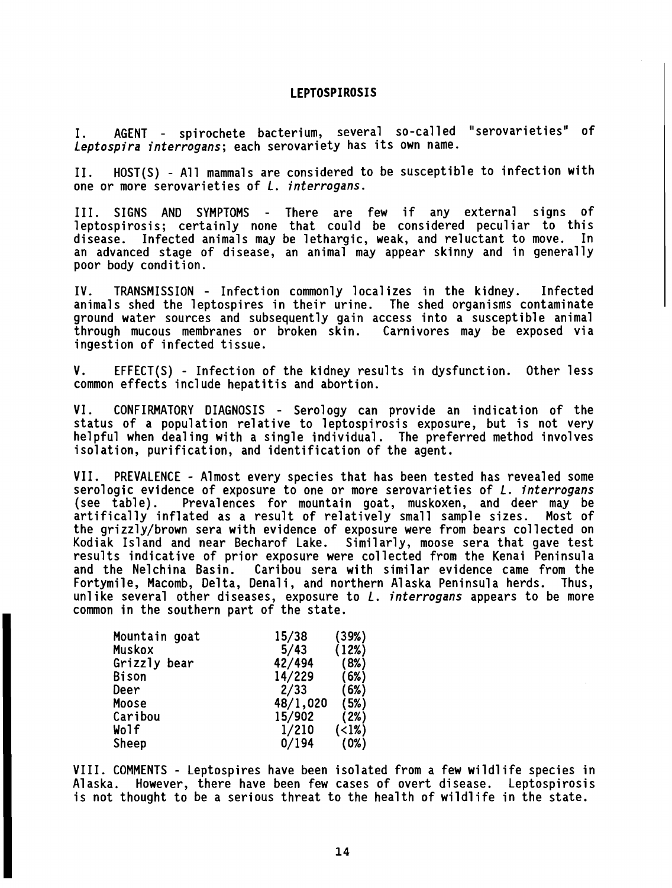## LEPTOSPIROSIS

I. AGENT - spirochete bacterium, several so-called "serovarieties" of *Leptospira interrogans*; each serovariety has its own name.

II. HOST(S) - All mammals are considered to be susceptible to infection with one or more serovarieties of *L. interrogans*.

III. SIGNS AND SYMPTOMS - There are few if any external signs of leptospirosis; certainly none that could be considered peculiar to this disease. Infected animals may be lethargic, weak, and reluctant to move. In an advanced stage of disease, an animal may appear skinny and in generally poor body condition.

IV. TRANSMISSION - Infection commonly localizes in the kidney. Infected animals shed the leptospires in their urine. The shed organisms contaminate ground water sources and subsequently gain access into a susceptible animal through mucous membranes or broken skin. Carnivores may be exposed via ingestion of infected tissue.

V. EFFECT(S) - Infection of the kidney results in dysfunction. Other less common effects include hepatitis and abortion.

VI. CONFIRMATORY DIAGNOSIS - Serology can provide an indication of the status of a population relative to leptospirosis exposure, but is not very helpful when dealing with a single individual. The preferred method involves isolation, purification, and identification of the agent.

VII. PREVALENCE - Almost every species that has been tested has revealed some serologic evidence of exposure to one or more serovarieties of *L. interrogans* (see table). Prevalences for mountain goat, muskoxen, and deer may be artificially inflated as a result of relatively small sample sizes. Most of the grizzly/brown sera with evidence of exposure were from bears collected on Kodiak Island and near Becharof Lake. Similarly, moose sera that gave test results indicative of prior exposure were collected from the Kenai Peninsula and the Nelchina Basin. Caribou sera with similar evidence came from the Fortymile, Macomb, Delta, Denali, and northern Alaska Peninsula herds. Thus, unlike several other diseases, exposure to *L. interrogans* appears to be more common in the southern part of the state.

| Species | Positive/Tested | Percent |
|---|---|---|
| Mountain goat | 15/38 | (39%) |
| Muskox | 5/43 | (12%) |
| Grizzly bear | 42/494 | (8%) |
| Bison | 14/229 | (6%) |
| Deer | 2/33 | (6%) |
| Moose | 48/1,020 | (5%) |
| Caribou | 15/902 | (2%) |
| Wolf | 1/210 | (<1%) |
| Sheep | 0/194 | (0%) |

VIII. COMMENTS - Leptospires have been isolated from a few wildlife species in Alaska. However, there have been few cases of overt disease. Leptospirosis is not thought to be a serious threat to the health of wildlife in the state.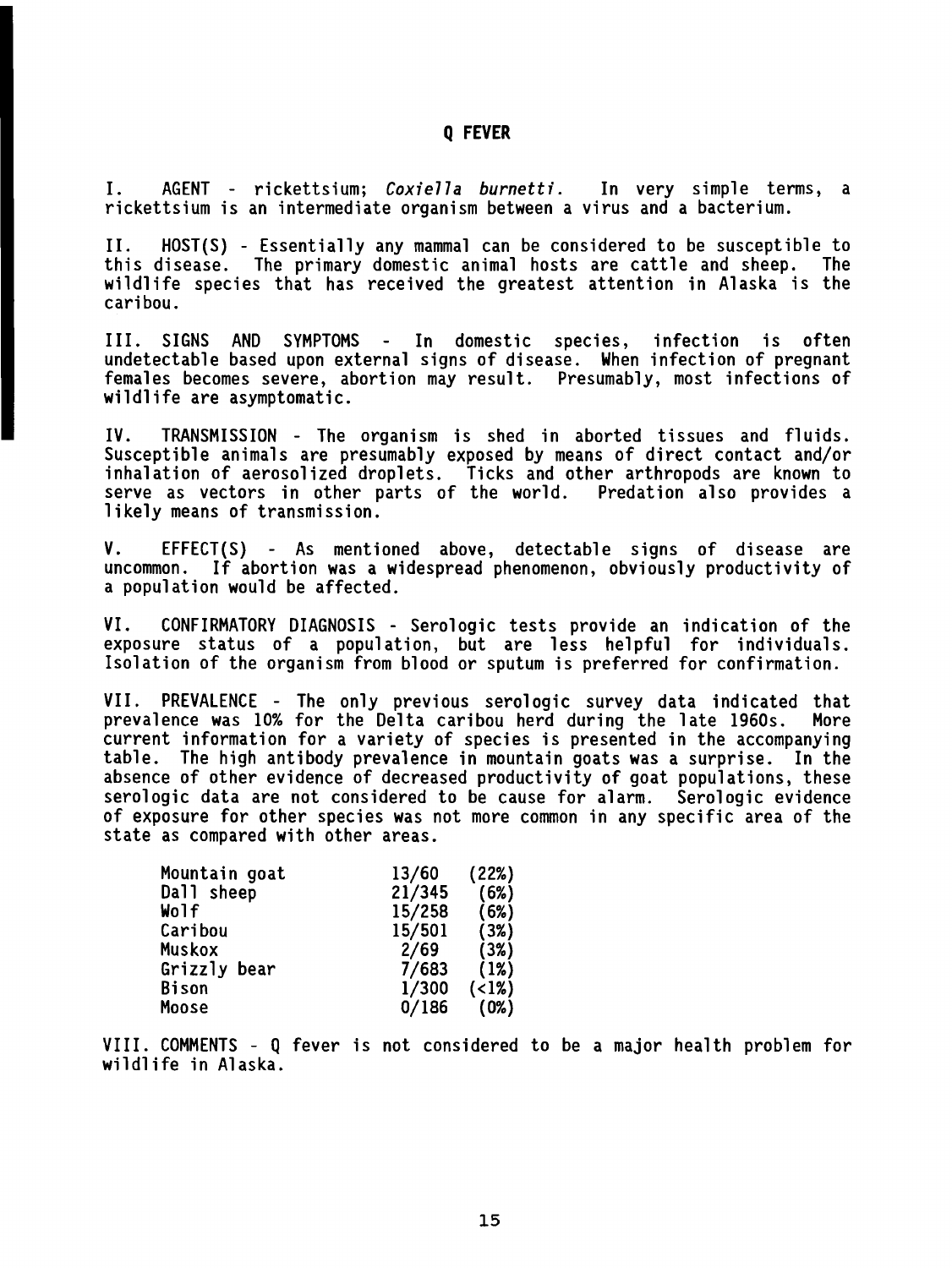# Q FEVER

I. AGENT - rickettsium; *Coxiella burnetti*. In very simple terms, a rickettsium is an intermediate organism between a virus and a bacterium.

II. HOST(S) - Essentially any mammal can be considered to be susceptible to this disease. The primary domestic animal hosts are cattle and sheep. The wildlife species that has received the greatest attention in Alaska is the caribou.

III. SIGNS AND SYMPTOMS - In domestic species, infection is often undetectable based upon external signs of disease. When infection of pregnant females becomes severe, abortion may result. Presumably, most infections of wildlife are asymptomatic.

IV. TRANSMISSION - The organism is shed in aborted tissues and fluids. Susceptible animals are presumably exposed by means of direct contact and/or inhalation of aerosolized droplets. Ticks and other arthropods are known to serve as vectors in other parts of the world. Predation also provides a likely means of transmission.

V. EFFECT(S) - As mentioned above, detectable signs of disease are uncommon. If abortion was a widespread phenomenon, obviously productivity of a population would be affected.

VI. CONFIRMATORY DIAGNOSIS - Serologic tests provide an indication of the exposure status of a population, but are less helpful for individuals. Isolation of the organism from blood or sputum is preferred for confirmation.

VII. PREVALENCE - The only previous serologic survey data indicated that prevalence was 10% for the Delta caribou herd during the late 1960s. More current information for a variety of species is presented in the accompanying table. The high antibody prevalence in mountain goats was a surprise. In the absence of other evidence of decreased productivity of goat populations, these serologic data are not considered to be cause for alarm. Serologic evidence of exposure for other species was not more common in any specific area of the state as compared with other areas.

| | | |
|---|---|---|
| Mountain goat | 13/60 | (22%) |
| Dall sheep | 21/345 | (6%) |
| Wolf | 15/258 | (6%) |
| Caribou | 15/501 | (3%) |
| Muskox | 2/69 | (3%) |
| Grizzly bear | 7/683 | (1%) |
| Bison | 1/300 | (<1%) |
| Moose | 0/186 | (0%) |

VIII. COMMENTS - Q fever is not considered to be a major health problem for wildlife in Alaska.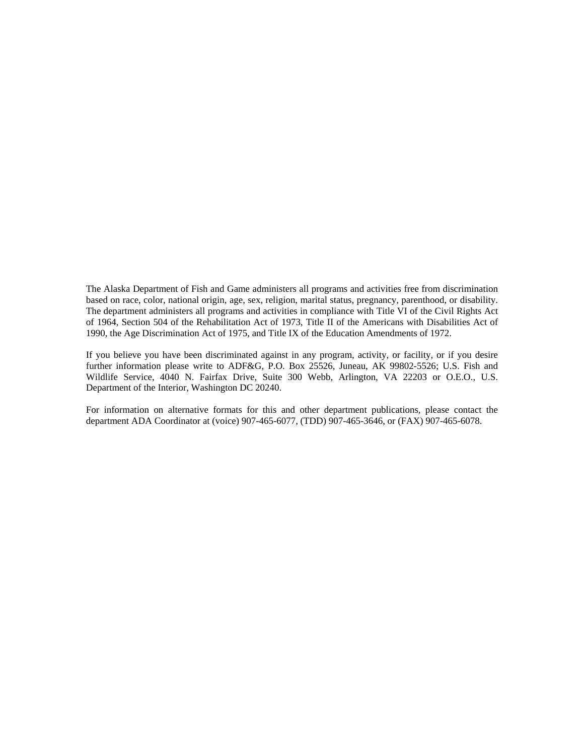The Alaska Department of Fish and Game administers all programs and activities free from discrimination based on race, color, national origin, age, sex, religion, marital status, pregnancy, parenthood, or disability. The department administers all programs and activities in compliance with Title VI of the Civil Rights Act of 1964, Section 504 of the Rehabilitation Act of 1973, Title II of the Americans with Disabilities Act of 1990, the Age Discrimination Act of 1975, and Title IX of the Education Amendments of 1972.

If you believe you have been discriminated against in any program, activity, or facility, or if you desire further information please write to ADF&G, P.O. Box 25526, Juneau, AK 99802-5526; U.S. Fish and Wildlife Service, 4040 N. Fairfax Drive, Suite 300 Webb, Arlington, VA 22203 or O.E.O., U.S. Department of the Interior, Washington DC 20240.

For information on alternative formats for this and other department publications, please contact the department ADA Coordinator at (voice) 907-465-6077, (TDD) 907-465-3646, or (FAX) 907-465-6078.